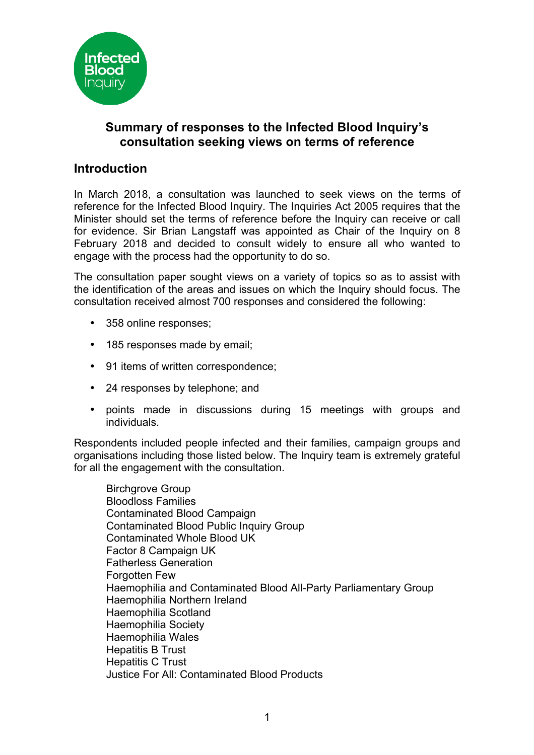# Summary of responses to the Infected Blood Inquiry's consultation seeking views on terms of reference

## Introduction

In March 2018, a consultation was launched to seek views on the terms of reference for the Infected Blood Inquiry. The Inquiries Act 2005 requires that the Minister should set the terms of reference before the Inquiry can receive or call for evidence. Sir Brian Langstaff was appointed as Chair of the Inquiry on 8 February 2018 and decided to consult widely to ensure all who wanted to engage with the process had the opportunity to do so.

The consultation paper sought views on a variety of topics so as to assist with the identification of the areas and issues on which the Inquiry should focus. The consultation received almost 700 responses and considered the following:

- 358 online responses;
- 185 responses made by email;
- 91 items of written correspondence;
- 24 responses by telephone; and
- points made in discussions during 15 meetings with groups and individuals.

Respondents included people infected and their families, campaign groups and organisations including those listed below. The Inquiry team is extremely grateful for all the engagement with the consultation.

Birchgrove Group
Bloodloss Families
Contaminated Blood Campaign
Contaminated Blood Public Inquiry Group
Contaminated Whole Blood UK
Factor 8 Campaign UK
Fatherless Generation
Forgotten Few
Haemophilia and Contaminated Blood All-Party Parliamentary Group
Haemophilia Northern Ireland
Haemophilia Scotland
Haemophilia Society
Haemophilia Wales
Hepatitis B Trust
Hepatitis C Trust
Justice For All: Contaminated Blood Products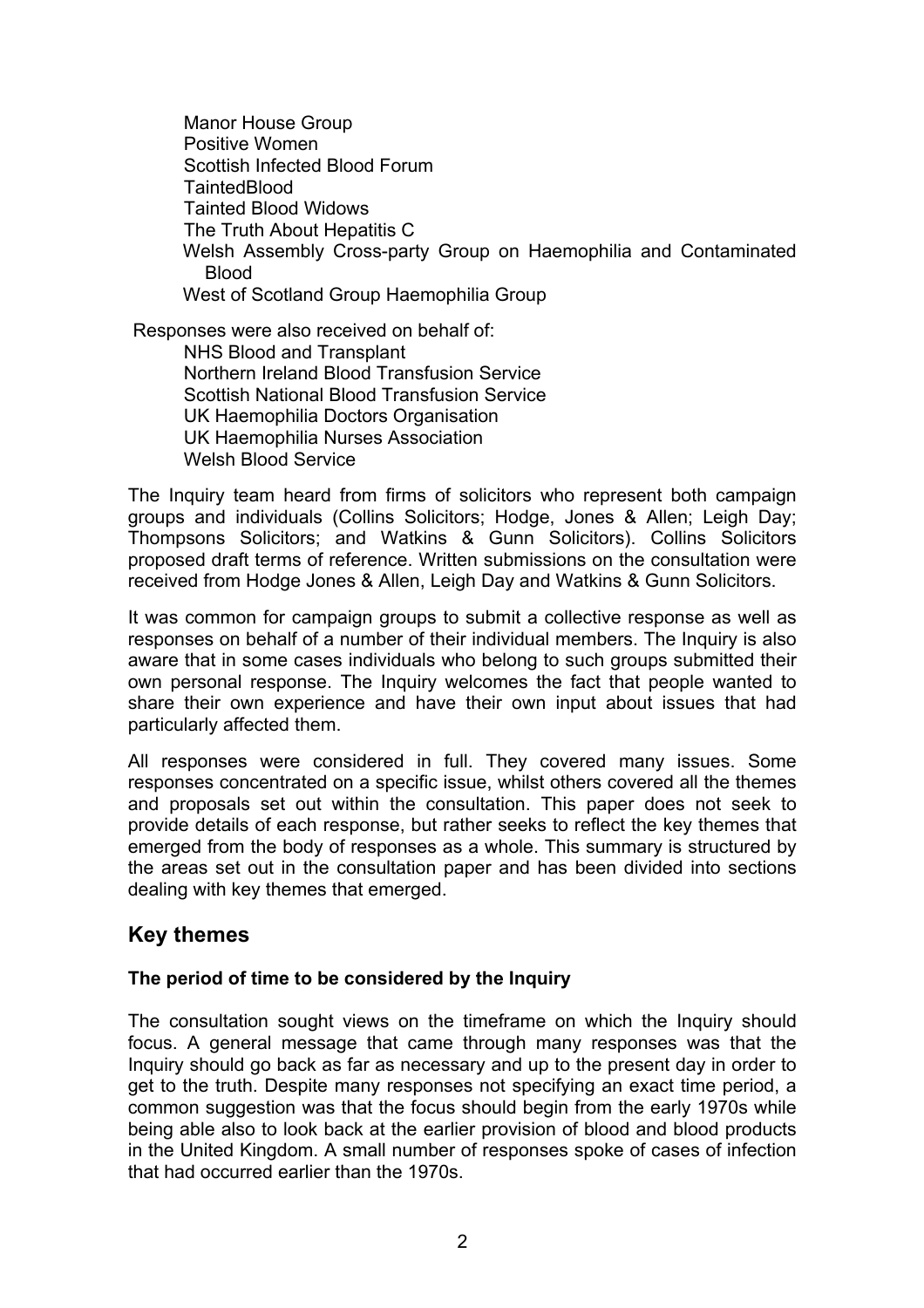- Manor House Group
- Positive Women
- Scottish Infected Blood Forum
- TaintedBlood
- Tainted Blood Widows
- The Truth About Hepatitis C
- Welsh Assembly Cross-party Group on Haemophilia and Contaminated Blood
- West of Scotland Group Haemophilia Group

Responses were also received on behalf of:

- NHS Blood and Transplant
- Northern Ireland Blood Transfusion Service
- Scottish National Blood Transfusion Service
- UK Haemophilia Doctors Organisation
- UK Haemophilia Nurses Association
- Welsh Blood Service

The Inquiry team heard from firms of solicitors who represent both campaign groups and individuals (Collins Solicitors; Hodge, Jones & Allen; Leigh Day; Thompsons Solicitors; and Watkins & Gunn Solicitors). Collins Solicitors proposed draft terms of reference. Written submissions on the consultation were received from Hodge Jones & Allen, Leigh Day and Watkins & Gunn Solicitors.

It was common for campaign groups to submit a collective response as well as responses on behalf of a number of their individual members. The Inquiry is also aware that in some cases individuals who belong to such groups submitted their own personal response. The Inquiry welcomes the fact that people wanted to share their own experience and have their own input about issues that had particularly affected them.

All responses were considered in full. They covered many issues. Some responses concentrated on a specific issue, whilst others covered all the themes and proposals set out within the consultation. This paper does not seek to provide details of each response, but rather seeks to reflect the key themes that emerged from the body of responses as a whole. This summary is structured by the areas set out in the consultation paper and has been divided into sections dealing with key themes that emerged.

## Key themes

### The period of time to be considered by the Inquiry

The consultation sought views on the timeframe on which the Inquiry should focus. A general message that came through many responses was that the Inquiry should go back as far as necessary and up to the present day in order to get to the truth. Despite many responses not specifying an exact time period, a common suggestion was that the focus should begin from the early 1970s while being able also to look back at the earlier provision of blood and blood products in the United Kingdom. A small number of responses spoke of cases of infection that had occurred earlier than the 1970s.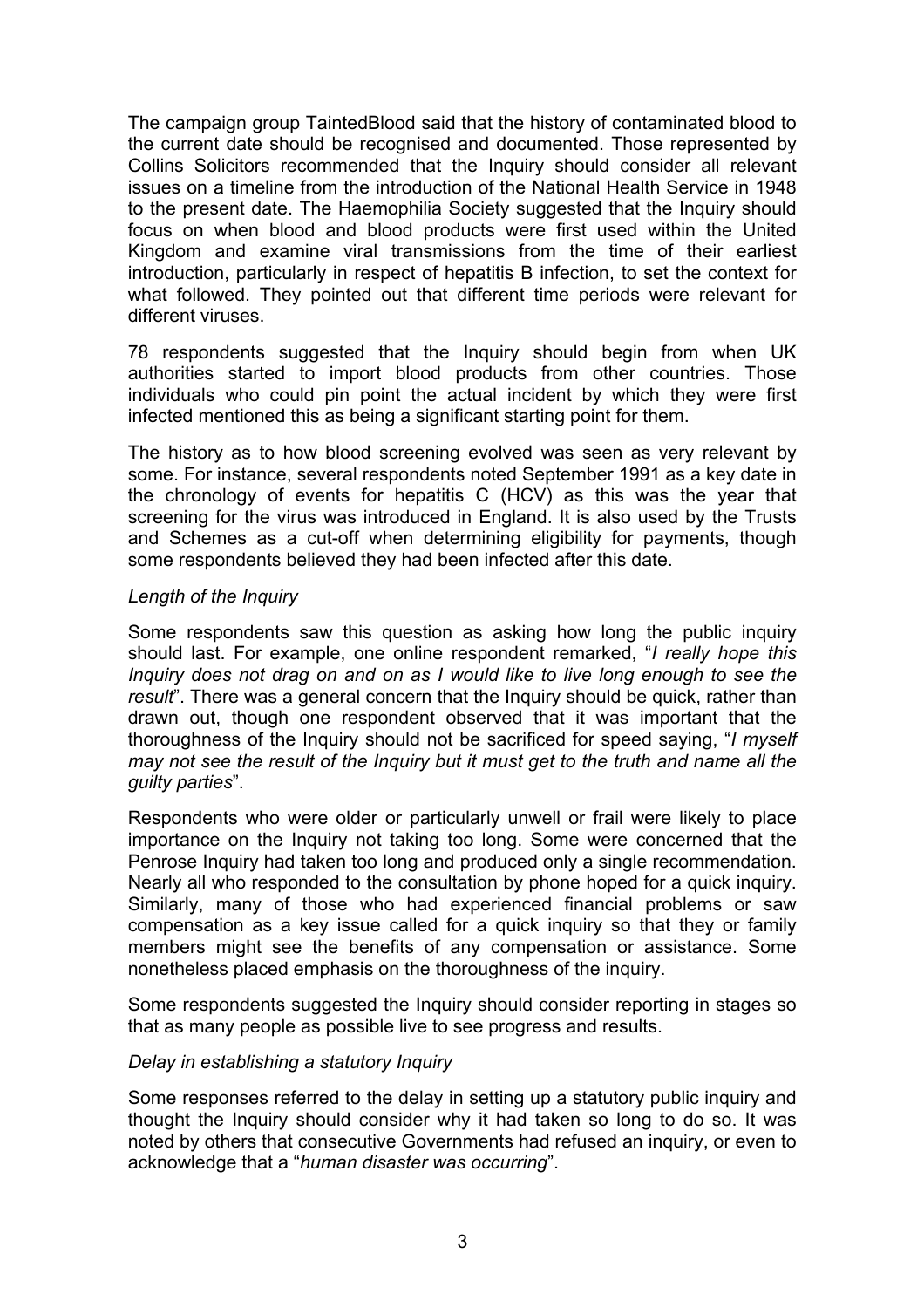The campaign group TaintedBlood said that the history of contaminated blood to the current date should be recognised and documented. Those represented by Collins Solicitors recommended that the Inquiry should consider all relevant issues on a timeline from the introduction of the National Health Service in 1948 to the present date. The Haemophilia Society suggested that the Inquiry should focus on when blood and blood products were first used within the United Kingdom and examine viral transmissions from the time of their earliest introduction, particularly in respect of hepatitis B infection, to set the context for what followed. They pointed out that different time periods were relevant for different viruses.

78 respondents suggested that the Inquiry should begin from when UK authorities started to import blood products from other countries. Those individuals who could pin point the actual incident by which they were first infected mentioned this as being a significant starting point for them.

The history as to how blood screening evolved was seen as very relevant by some. For instance, several respondents noted September 1991 as a key date in the chronology of events for hepatitis C (HCV) as this was the year that screening for the virus was introduced in England. It is also used by the Trusts and Schemes as a cut-off when determining eligibility for payments, though some respondents believed they had been infected after this date.

*Length of the Inquiry*

Some respondents saw this question as asking how long the public inquiry should last. For example, one online respondent remarked, "*I really hope this Inquiry does not drag on and on as I would like to live long enough to see the result*". There was a general concern that the Inquiry should be quick, rather than drawn out, though one respondent observed that it was important that the thoroughness of the Inquiry should not be sacrificed for speed saying, "*I myself may not see the result of the Inquiry but it must get to the truth and name all the guilty parties*".

Respondents who were older or particularly unwell or frail were likely to place importance on the Inquiry not taking too long. Some were concerned that the Penrose Inquiry had taken too long and produced only a single recommendation. Nearly all who responded to the consultation by phone hoped for a quick inquiry. Similarly, many of those who had experienced financial problems or saw compensation as a key issue called for a quick inquiry so that they or family members might see the benefits of any compensation or assistance. Some nonetheless placed emphasis on the thoroughness of the inquiry.

Some respondents suggested the Inquiry should consider reporting in stages so that as many people as possible live to see progress and results.

*Delay in establishing a statutory Inquiry*

Some responses referred to the delay in setting up a statutory public inquiry and thought the Inquiry should consider why it had taken so long to do so. It was noted by others that consecutive Governments had refused an inquiry, or even to acknowledge that a "*human disaster was occurring*".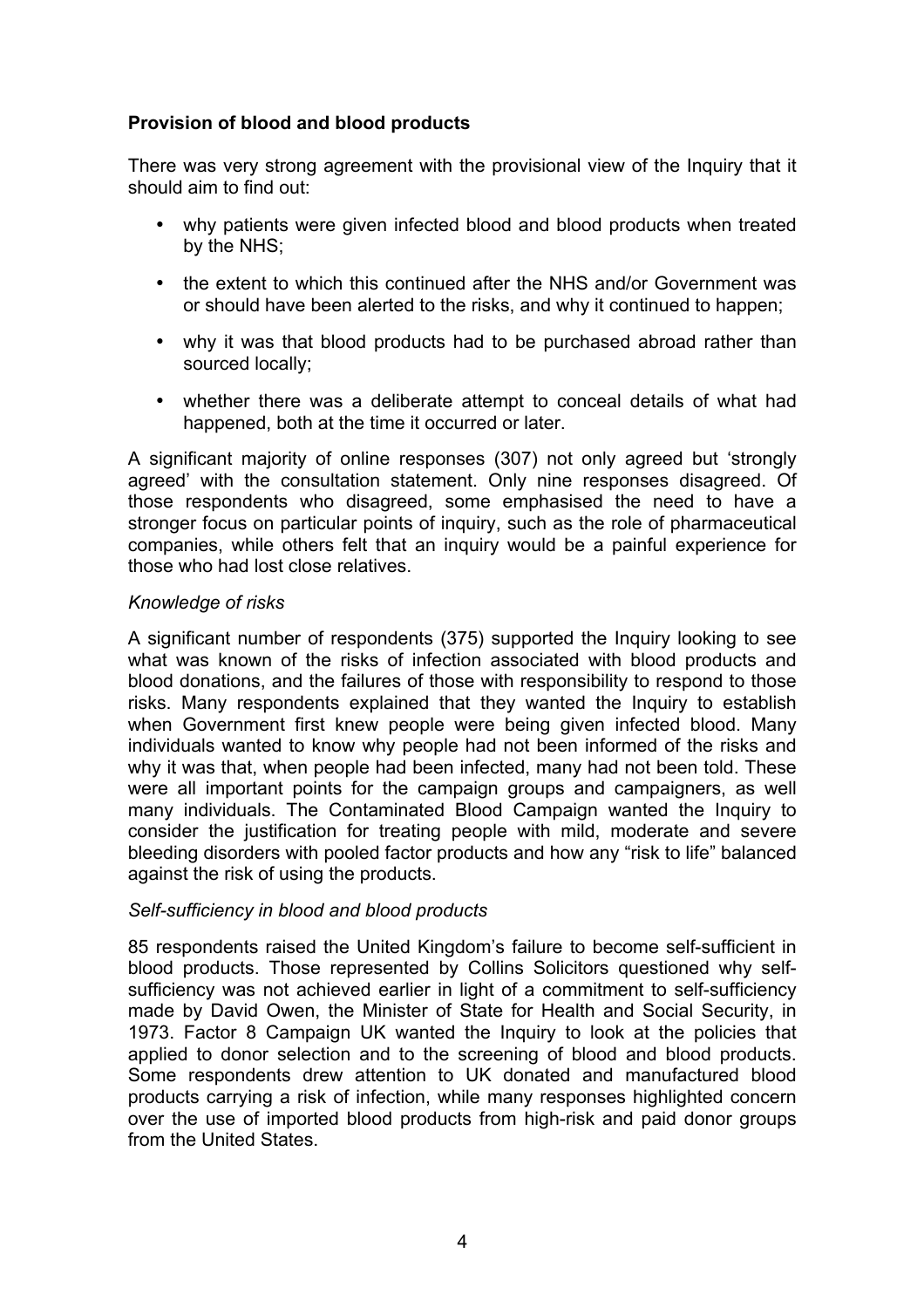## Provision of blood and blood products

There was very strong agreement with the provisional view of the Inquiry that it should aim to find out:

- why patients were given infected blood and blood products when treated by the NHS;
- the extent to which this continued after the NHS and/or Government was or should have been alerted to the risks, and why it continued to happen;
- why it was that blood products had to be purchased abroad rather than sourced locally;
- whether there was a deliberate attempt to conceal details of what had happened, both at the time it occurred or later.

A significant majority of online responses (307) not only agreed but 'strongly agreed' with the consultation statement. Only nine responses disagreed. Of those respondents who disagreed, some emphasised the need to have a stronger focus on particular points of inquiry, such as the role of pharmaceutical companies, while others felt that an inquiry would be a painful experience for those who had lost close relatives.

### *Knowledge of risks*

A significant number of respondents (375) supported the Inquiry looking to see what was known of the risks of infection associated with blood products and blood donations, and the failures of those with responsibility to respond to those risks. Many respondents explained that they wanted the Inquiry to establish when Government first knew people were being given infected blood. Many individuals wanted to know why people had not been informed of the risks and why it was that, when people had been infected, many had not been told. These were all important points for the campaign groups and campaigners, as well many individuals. The Contaminated Blood Campaign wanted the Inquiry to consider the justification for treating people with mild, moderate and severe bleeding disorders with pooled factor products and how any "risk to life" balanced against the risk of using the products.

### *Self-sufficiency in blood and blood products*

85 respondents raised the United Kingdom's failure to become self-sufficient in blood products. Those represented by Collins Solicitors questioned why self-sufficiency was not achieved earlier in light of a commitment to self-sufficiency made by David Owen, the Minister of State for Health and Social Security, in 1973. Factor 8 Campaign UK wanted the Inquiry to look at the policies that applied to donor selection and to the screening of blood and blood products. Some respondents drew attention to UK donated and manufactured blood products carrying a risk of infection, while many responses highlighted concern over the use of imported blood products from high-risk and paid donor groups from the United States.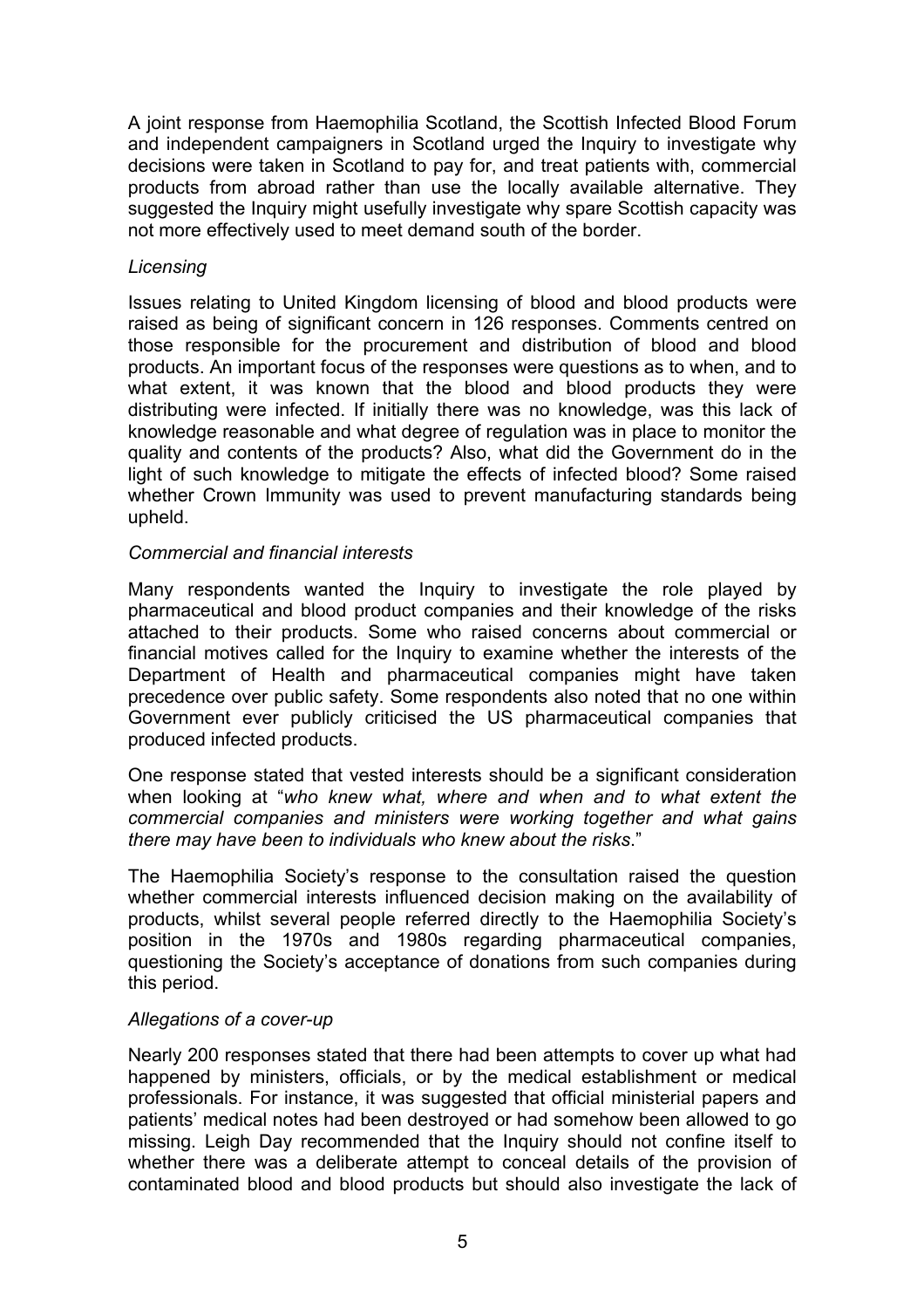A joint response from Haemophilia Scotland, the Scottish Infected Blood Forum and independent campaigners in Scotland urged the Inquiry to investigate why decisions were taken in Scotland to pay for, and treat patients with, commercial products from abroad rather than use the locally available alternative. They suggested the Inquiry might usefully investigate why spare Scottish capacity was not more effectively used to meet demand south of the border.

### *Licensing*

Issues relating to United Kingdom licensing of blood and blood products were raised as being of significant concern in 126 responses. Comments centred on those responsible for the procurement and distribution of blood and blood products. An important focus of the responses were questions as to when, and to what extent, it was known that the blood and blood products they were distributing were infected. If initially there was no knowledge, was this lack of knowledge reasonable and what degree of regulation was in place to monitor the quality and contents of the products? Also, what did the Government do in the light of such knowledge to mitigate the effects of infected blood? Some raised whether Crown Immunity was used to prevent manufacturing standards being upheld.

### *Commercial and financial interests*

Many respondents wanted the Inquiry to investigate the role played by pharmaceutical and blood product companies and their knowledge of the risks attached to their products. Some who raised concerns about commercial or financial motives called for the Inquiry to examine whether the interests of the Department of Health and pharmaceutical companies might have taken precedence over public safety. Some respondents also noted that no one within Government ever publicly criticised the US pharmaceutical companies that produced infected products.

One response stated that vested interests should be a significant consideration when looking at "*who knew what, where and when and to what extent the commercial companies and ministers were working together and what gains there may have been to individuals who knew about the risks*."

The Haemophilia Society's response to the consultation raised the question whether commercial interests influenced decision making on the availability of products, whilst several people referred directly to the Haemophilia Society's position in the 1970s and 1980s regarding pharmaceutical companies, questioning the Society's acceptance of donations from such companies during this period.

### *Allegations of a cover-up*

Nearly 200 responses stated that there had been attempts to cover up what had happened by ministers, officials, or by the medical establishment or medical professionals. For instance, it was suggested that official ministerial papers and patients' medical notes had been destroyed or had somehow been allowed to go missing. Leigh Day recommended that the Inquiry should not confine itself to whether there was a deliberate attempt to conceal details of the provision of contaminated blood and blood products but should also investigate the lack of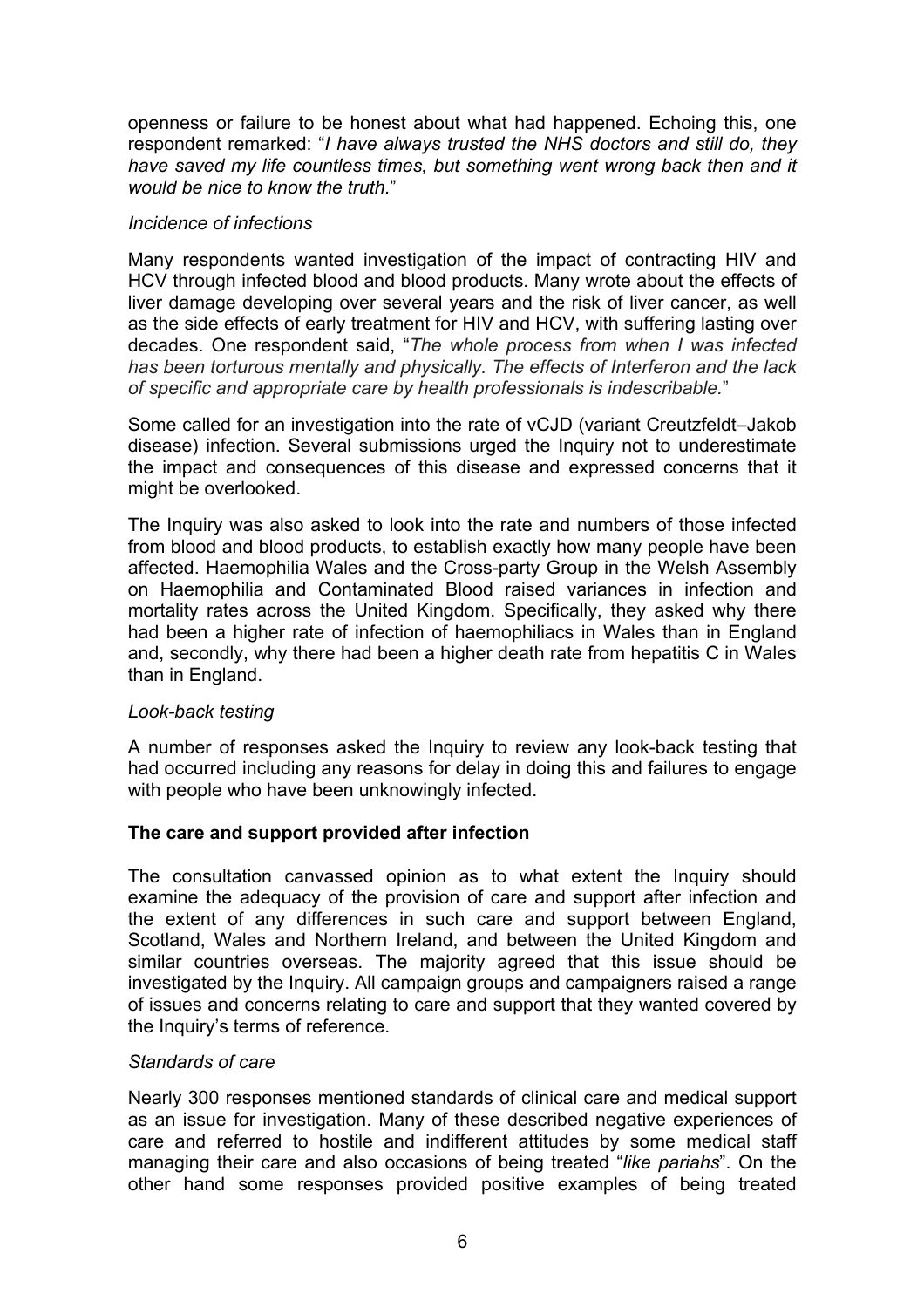openness or failure to be honest about what had happened. Echoing this, one respondent remarked: "*I have always trusted the NHS doctors and still do, they have saved my life countless times, but something went wrong back then and it would be nice to know the truth.*"

*Incidence of infections*

Many respondents wanted investigation of the impact of contracting HIV and HCV through infected blood and blood products. Many wrote about the effects of liver damage developing over several years and the risk of liver cancer, as well as the side effects of early treatment for HIV and HCV, with suffering lasting over decades. One respondent said, "*The whole process from when I was infected has been torturous mentally and physically. The effects of Interferon and the lack of specific and appropriate care by health professionals is indescribable.*"

Some called for an investigation into the rate of vCJD (variant Creutzfeldt–Jakob disease) infection. Several submissions urged the Inquiry not to underestimate the impact and consequences of this disease and expressed concerns that it might be overlooked.

The Inquiry was also asked to look into the rate and numbers of those infected from blood and blood products, to establish exactly how many people have been affected. Haemophilia Wales and the Cross-party Group in the Welsh Assembly on Haemophilia and Contaminated Blood raised variances in infection and mortality rates across the United Kingdom. Specifically, they asked why there had been a higher rate of infection of haemophiliacs in Wales than in England and, secondly, why there had been a higher death rate from hepatitis C in Wales than in England.

*Look-back testing*

A number of responses asked the Inquiry to review any look-back testing that had occurred including any reasons for delay in doing this and failures to engage with people who have been unknowingly infected.

**The care and support provided after infection**

The consultation canvassed opinion as to what extent the Inquiry should examine the adequacy of the provision of care and support after infection and the extent of any differences in such care and support between England, Scotland, Wales and Northern Ireland, and between the United Kingdom and similar countries overseas. The majority agreed that this issue should be investigated by the Inquiry. All campaign groups and campaigners raised a range of issues and concerns relating to care and support that they wanted covered by the Inquiry's terms of reference.

*Standards of care*

Nearly 300 responses mentioned standards of clinical care and medical support as an issue for investigation. Many of these described negative experiences of care and referred to hostile and indifferent attitudes by some medical staff managing their care and also occasions of being treated "*like pariahs*". On the other hand some responses provided positive examples of being treated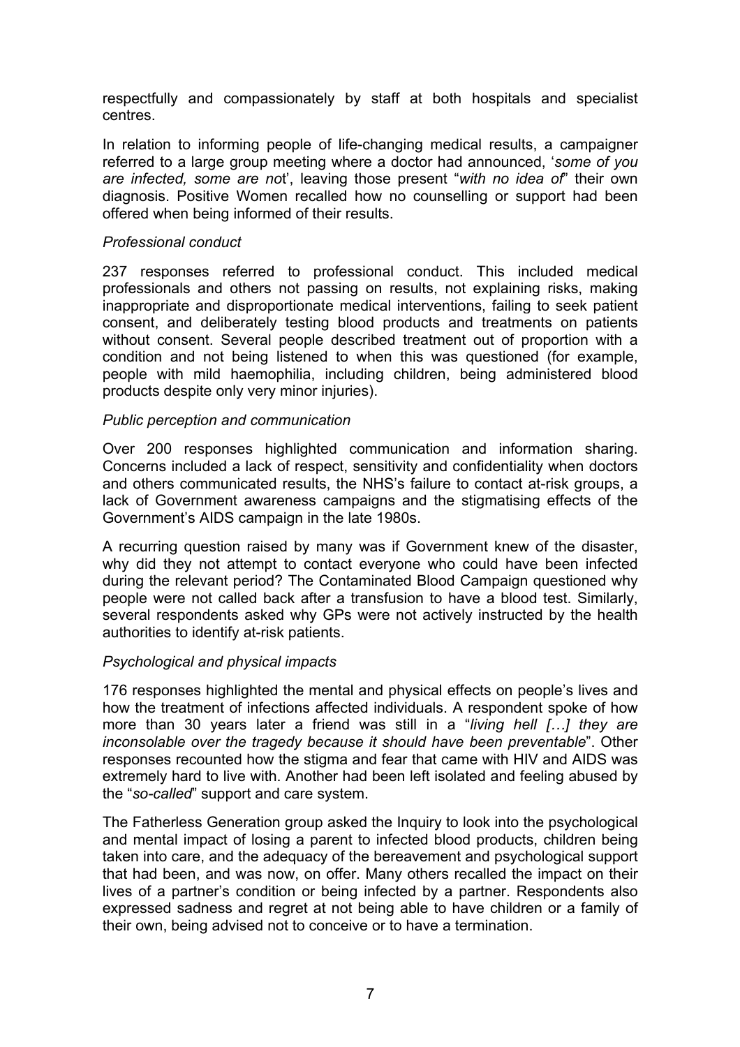respectfully and compassionately by staff at both hospitals and specialist centres.

In relation to informing people of life-changing medical results, a campaigner referred to a large group meeting where a doctor had announced, '*some of you are infected, some are not*', leaving those present "*with no idea of*" their own diagnosis. Positive Women recalled how no counselling or support had been offered when being informed of their results.

*Professional conduct*

237 responses referred to professional conduct. This included medical professionals and others not passing on results, not explaining risks, making inappropriate and disproportionate medical interventions, failing to seek patient consent, and deliberately testing blood products and treatments on patients without consent. Several people described treatment out of proportion with a condition and not being listened to when this was questioned (for example, people with mild haemophilia, including children, being administered blood products despite only very minor injuries).

*Public perception and communication*

Over 200 responses highlighted communication and information sharing. Concerns included a lack of respect, sensitivity and confidentiality when doctors and others communicated results, the NHS's failure to contact at-risk groups, a lack of Government awareness campaigns and the stigmatising effects of the Government's AIDS campaign in the late 1980s.

A recurring question raised by many was if Government knew of the disaster, why did they not attempt to contact everyone who could have been infected during the relevant period? The Contaminated Blood Campaign questioned why people were not called back after a transfusion to have a blood test. Similarly, several respondents asked why GPs were not actively instructed by the health authorities to identify at-risk patients.

*Psychological and physical impacts*

176 responses highlighted the mental and physical effects on people's lives and how the treatment of infections affected individuals. A respondent spoke of how more than 30 years later a friend was still in a "*living hell […] they are inconsolable over the tragedy because it should have been preventable*". Other responses recounted how the stigma and fear that came with HIV and AIDS was extremely hard to live with. Another had been left isolated and feeling abused by the "*so-called*" support and care system.

The Fatherless Generation group asked the Inquiry to look into the psychological and mental impact of losing a parent to infected blood products, children being taken into care, and the adequacy of the bereavement and psychological support that had been, and was now, on offer. Many others recalled the impact on their lives of a partner's condition or being infected by a partner. Respondents also expressed sadness and regret at not being able to have children or a family of their own, being advised not to conceive or to have a termination.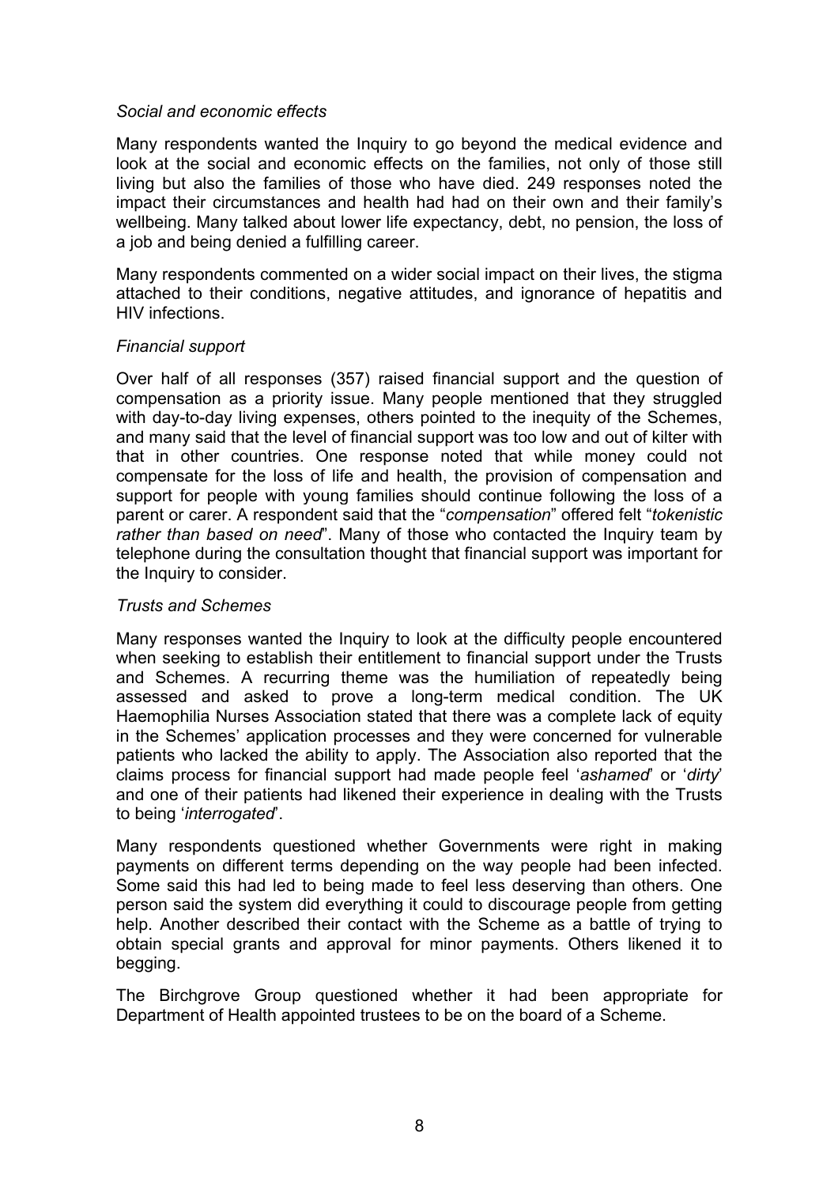*Social and economic effects*

Many respondents wanted the Inquiry to go beyond the medical evidence and look at the social and economic effects on the families, not only of those still living but also the families of those who have died. 249 responses noted the impact their circumstances and health had had on their own and their family's wellbeing. Many talked about lower life expectancy, debt, no pension, the loss of a job and being denied a fulfilling career.

Many respondents commented on a wider social impact on their lives, the stigma attached to their conditions, negative attitudes, and ignorance of hepatitis and HIV infections.

*Financial support*

Over half of all responses (357) raised financial support and the question of compensation as a priority issue. Many people mentioned that they struggled with day-to-day living expenses, others pointed to the inequity of the Schemes, and many said that the level of financial support was too low and out of kilter with that in other countries. One response noted that while money could not compensate for the loss of life and health, the provision of compensation and support for people with young families should continue following the loss of a parent or carer. A respondent said that the "*compensation*" offered felt "*tokenistic rather than based on need*". Many of those who contacted the Inquiry team by telephone during the consultation thought that financial support was important for the Inquiry to consider.

*Trusts and Schemes*

Many responses wanted the Inquiry to look at the difficulty people encountered when seeking to establish their entitlement to financial support under the Trusts and Schemes. A recurring theme was the humiliation of repeatedly being assessed and asked to prove a long-term medical condition. The UK Haemophilia Nurses Association stated that there was a complete lack of equity in the Schemes' application processes and they were concerned for vulnerable patients who lacked the ability to apply. The Association also reported that the claims process for financial support had made people feel '*ashamed*' or '*dirty*' and one of their patients had likened their experience in dealing with the Trusts to being '*interrogated*'.

Many respondents questioned whether Governments were right in making payments on different terms depending on the way people had been infected. Some said this had led to being made to feel less deserving than others. One person said the system did everything it could to discourage people from getting help. Another described their contact with the Scheme as a battle of trying to obtain special grants and approval for minor payments. Others likened it to begging.

The Birchgrove Group questioned whether it had been appropriate for Department of Health appointed trustees to be on the board of a Scheme.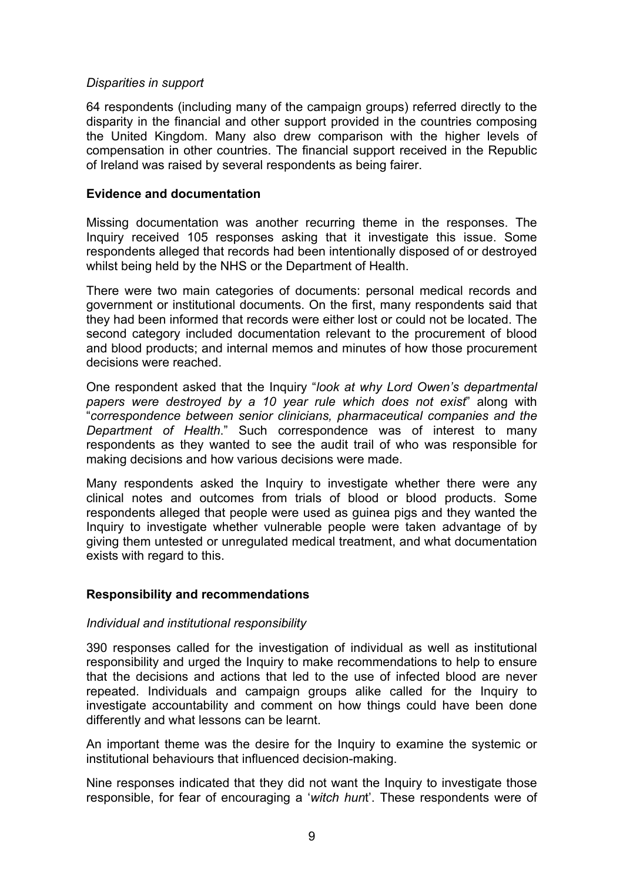*Disparities in support*

64 respondents (including many of the campaign groups) referred directly to the disparity in the financial and other support provided in the countries composing the United Kingdom. Many also drew comparison with the higher levels of compensation in other countries. The financial support received in the Republic of Ireland was raised by several respondents as being fairer.

**Evidence and documentation**

Missing documentation was another recurring theme in the responses. The Inquiry received 105 responses asking that it investigate this issue. Some respondents alleged that records had been intentionally disposed of or destroyed whilst being held by the NHS or the Department of Health.

There were two main categories of documents: personal medical records and government or institutional documents. On the first, many respondents said that they had been informed that records were either lost or could not be located. The second category included documentation relevant to the procurement of blood and blood products; and internal memos and minutes of how those procurement decisions were reached.

One respondent asked that the Inquiry "*look at why Lord Owen's departmental papers were destroyed by a 10 year rule which does not exist*" along with "*correspondence between senior clinicians, pharmaceutical companies and the Department of Health*." Such correspondence was of interest to many respondents as they wanted to see the audit trail of who was responsible for making decisions and how various decisions were made.

Many respondents asked the Inquiry to investigate whether there were any clinical notes and outcomes from trials of blood or blood products. Some respondents alleged that people were used as guinea pigs and they wanted the Inquiry to investigate whether vulnerable people were taken advantage of by giving them untested or unregulated medical treatment, and what documentation exists with regard to this.

**Responsibility and recommendations**

*Individual and institutional responsibility*

390 responses called for the investigation of individual as well as institutional responsibility and urged the Inquiry to make recommendations to help to ensure that the decisions and actions that led to the use of infected blood are never repeated. Individuals and campaign groups alike called for the Inquiry to investigate accountability and comment on how things could have been done differently and what lessons can be learnt.

An important theme was the desire for the Inquiry to examine the systemic or institutional behaviours that influenced decision-making.

Nine responses indicated that they did not want the Inquiry to investigate those responsible, for fear of encouraging a '*witch hunt*'. These respondents were of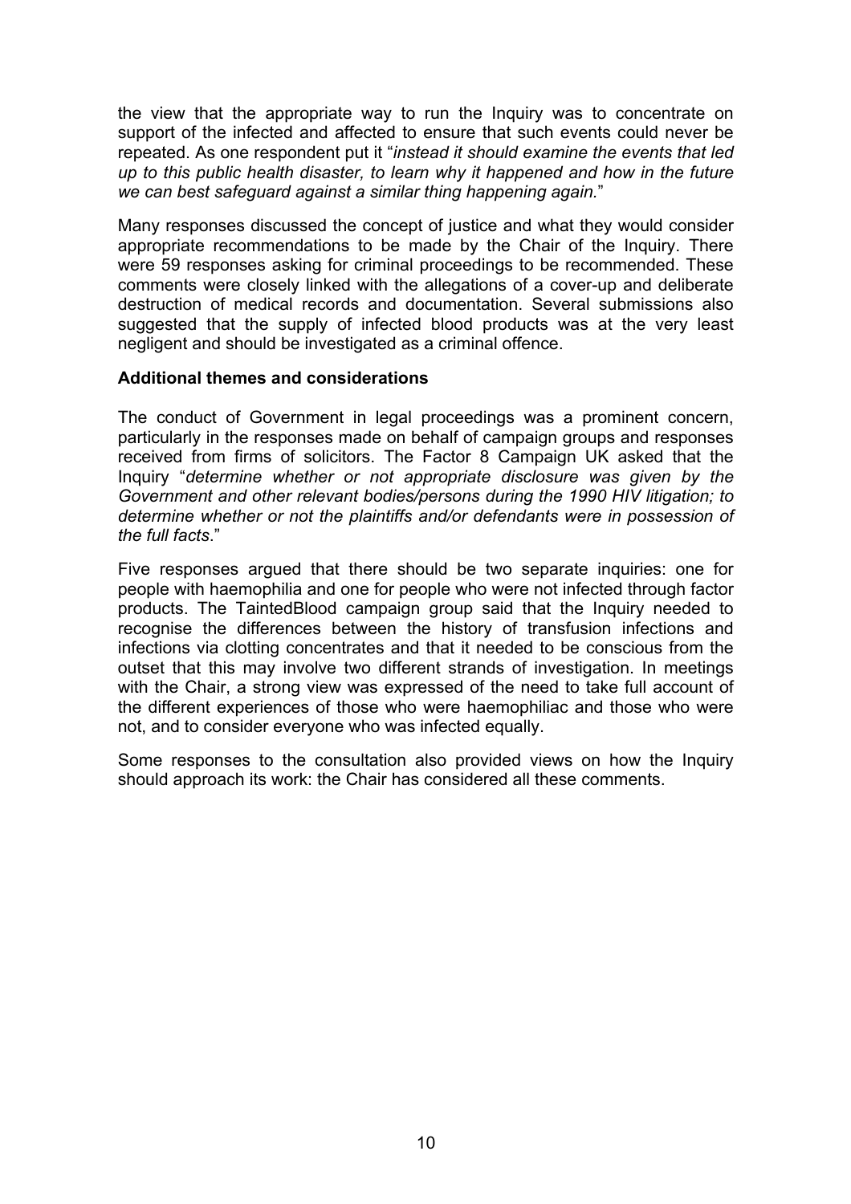the view that the appropriate way to run the Inquiry was to concentrate on support of the infected and affected to ensure that such events could never be repeated. As one respondent put it "*instead it should examine the events that led up to this public health disaster, to learn why it happened and how in the future we can best safeguard against a similar thing happening again.*"

Many responses discussed the concept of justice and what they would consider appropriate recommendations to be made by the Chair of the Inquiry. There were 59 responses asking for criminal proceedings to be recommended. These comments were closely linked with the allegations of a cover-up and deliberate destruction of medical records and documentation. Several submissions also suggested that the supply of infected blood products was at the very least negligent and should be investigated as a criminal offence.

**Additional themes and considerations**

The conduct of Government in legal proceedings was a prominent concern, particularly in the responses made on behalf of campaign groups and responses received from firms of solicitors. The Factor 8 Campaign UK asked that the Inquiry "*determine whether or not appropriate disclosure was given by the Government and other relevant bodies/persons during the 1990 HIV litigation; to determine whether or not the plaintiffs and/or defendants were in possession of the full facts*."

Five responses argued that there should be two separate inquiries: one for people with haemophilia and one for people who were not infected through factor products. The TaintedBlood campaign group said that the Inquiry needed to recognise the differences between the history of transfusion infections and infections via clotting concentrates and that it needed to be conscious from the outset that this may involve two different strands of investigation. In meetings with the Chair, a strong view was expressed of the need to take full account of the different experiences of those who were haemophiliac and those who were not, and to consider everyone who was infected equally.

Some responses to the consultation also provided views on how the Inquiry should approach its work: the Chair has considered all these comments.